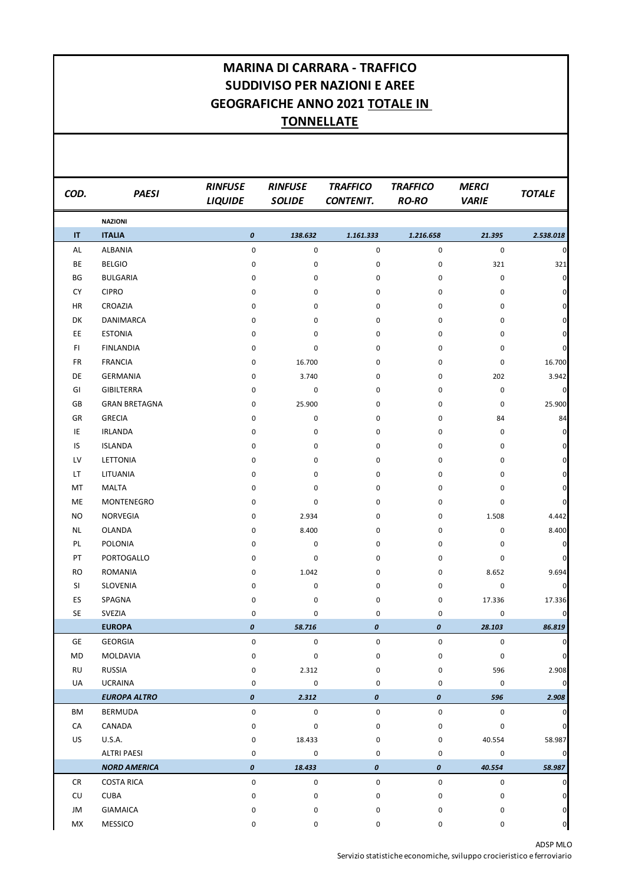# MARINA DI CARRARA - TRAFFICO SUDDIVISO PER NAZIONI E AREE GEOGRAFICHE ANNO 2021 TOTALE IN TONNELLATE

| COD. | PAESI | RINFUSE LIQUIDE | RINFUSE SOLIDE | TRAFFICO CONTENIT. | TRAFFICO RO-RO | MERCI VARIE | TOTALE |
|---|---|---|---|---|---|---|---|
| | **NAZIONI** | | | | | | |
| **IT** | **ITALIA** | ***0*** | ***138.632*** | ***1.161.333*** | ***1.216.658*** | ***21.395*** | ***2.538.018*** |
| AL | ALBANIA | 0 | 0 | 0 | 0 | 0 | 0 |
| BE | BELGIO | 0 | 0 | 0 | 0 | 321 | 321 |
| BG | BULGARIA | 0 | 0 | 0 | 0 | 0 | 0 |
| CY | CIPRO | 0 | 0 | 0 | 0 | 0 | 0 |
| HR | CROAZIA | 0 | 0 | 0 | 0 | 0 | 0 |
| DK | DANIMARCA | 0 | 0 | 0 | 0 | 0 | 0 |
| EE | ESTONIA | 0 | 0 | 0 | 0 | 0 | 0 |
| FI | FINLANDIA | 0 | 0 | 0 | 0 | 0 | 0 |
| FR | FRANCIA | 0 | 16.700 | 0 | 0 | 0 | 16.700 |
| DE | GERMANIA | 0 | 3.740 | 0 | 0 | 202 | 3.942 |
| GI | GIBILTERRA | 0 | 0 | 0 | 0 | 0 | 0 |
| GB | GRAN BRETAGNA | 0 | 25.900 | 0 | 0 | 0 | 25.900 |
| GR | GRECIA | 0 | 0 | 0 | 0 | 84 | 84 |
| IE | IRLANDA | 0 | 0 | 0 | 0 | 0 | 0 |
| IS | ISLANDA | 0 | 0 | 0 | 0 | 0 | 0 |
| LV | LETTONIA | 0 | 0 | 0 | 0 | 0 | 0 |
| LT | LITUANIA | 0 | 0 | 0 | 0 | 0 | 0 |
| MT | MALTA | 0 | 0 | 0 | 0 | 0 | 0 |
| ME | MONTENEGRO | 0 | 0 | 0 | 0 | 0 | 0 |
| NO | NORVEGIA | 0 | 2.934 | 0 | 0 | 1.508 | 4.442 |
| NL | OLANDA | 0 | 8.400 | 0 | 0 | 0 | 8.400 |
| PL | POLONIA | 0 | 0 | 0 | 0 | 0 | 0 |
| PT | PORTOGALLO | 0 | 0 | 0 | 0 | 0 | 0 |
| RO | ROMANIA | 0 | 1.042 | 0 | 0 | 8.652 | 9.694 |
| SI | SLOVENIA | 0 | 0 | 0 | 0 | 0 | 0 |
| ES | SPAGNA | 0 | 0 | 0 | 0 | 17.336 | 17.336 |
| SE | SVEZIA | 0 | 0 | 0 | 0 | 0 | 0 |
| | **EUROPA** | ***0*** | ***58.716*** | ***0*** | ***0*** | ***28.103*** | ***86.819*** |
| GE | GEORGIA | 0 | 0 | 0 | 0 | 0 | 0 |
| MD | MOLDAVIA | 0 | 0 | 0 | 0 | 0 | 0 |
| RU | RUSSIA | 0 | 2.312 | 0 | 0 | 596 | 2.908 |
| UA | UCRAINA | 0 | 0 | 0 | 0 | 0 | 0 |
| | ***EUROPA ALTRO*** | ***0*** | ***2.312*** | ***0*** | ***0*** | ***596*** | ***2.908*** |
| BM | BERMUDA | 0 | 0 | 0 | 0 | 0 | 0 |
| CA | CANADA | 0 | 0 | 0 | 0 | 0 | 0 |
| US | U.S.A. | 0 | 18.433 | 0 | 0 | 40.554 | 58.987 |
| | ALTRI PAESI | 0 | 0 | 0 | 0 | 0 | 0 |
| | ***NORD AMERICA*** | ***0*** | ***18.433*** | ***0*** | ***0*** | ***40.554*** | ***58.987*** |
| CR | COSTA RICA | 0 | 0 | 0 | 0 | 0 | 0 |
| CU | CUBA | 0 | 0 | 0 | 0 | 0 | 0 |
| JM | GIAMAICA | 0 | 0 | 0 | 0 | 0 | 0 |
| MX | MESSICO | 0 | 0 | 0 | 0 | 0 | 0 |

ADSP MLO
Servizio statistiche economiche, sviluppo crocieristico e ferroviario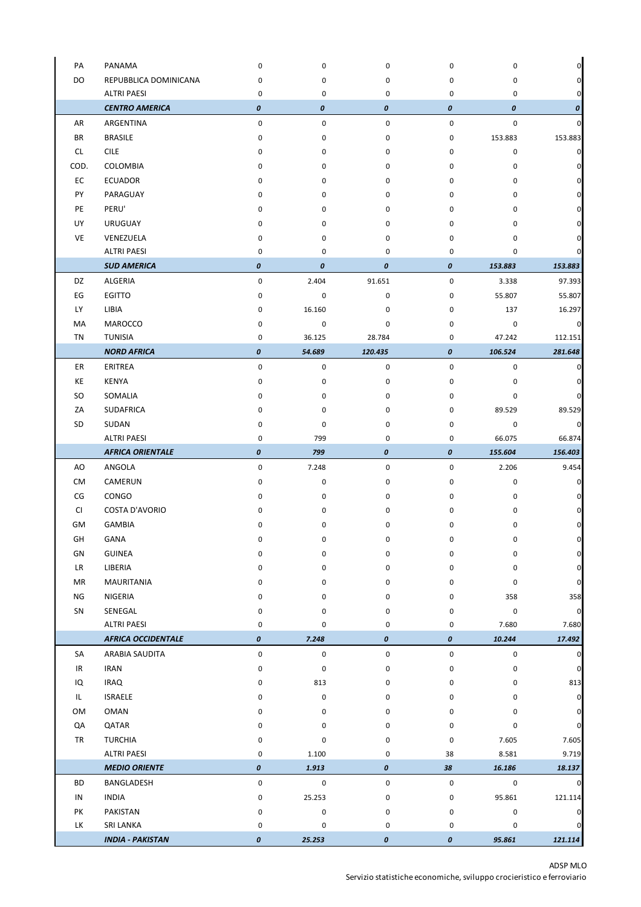| | | | | | | | |
|---|---|---|---|---|---|---|---|
| PA | PANAMA | 0 | 0 | 0 | 0 | 0 | 0 |
| DO | REPUBBLICA DOMINICANA | 0 | 0 | 0 | 0 | 0 | 0 |
| | ALTRI PAESI | 0 | 0 | 0 | 0 | 0 | 0 |
| | ***CENTRO AMERICA*** | ***0*** | ***0*** | ***0*** | ***0*** | ***0*** | ***0*** |
| AR | ARGENTINA | 0 | 0 | 0 | 0 | 0 | 0 |
| BR | BRASILE | 0 | 0 | 0 | 0 | 153.883 | 153.883 |
| CL | CILE | 0 | 0 | 0 | 0 | 0 | 0 |
| COD. | COLOMBIA | 0 | 0 | 0 | 0 | 0 | 0 |
| EC | ECUADOR | 0 | 0 | 0 | 0 | 0 | 0 |
| PY | PARAGUAY | 0 | 0 | 0 | 0 | 0 | 0 |
| PE | PERU' | 0 | 0 | 0 | 0 | 0 | 0 |
| UY | URUGUAY | 0 | 0 | 0 | 0 | 0 | 0 |
| VE | VENEZUELA | 0 | 0 | 0 | 0 | 0 | 0 |
| | ALTRI PAESI | 0 | 0 | 0 | 0 | 0 | 0 |
| | ***SUD AMERICA*** | ***0*** | ***0*** | ***0*** | ***0*** | ***153.883*** | ***153.883*** |
| DZ | ALGERIA | 0 | 2.404 | 91.651 | 0 | 3.338 | 97.393 |
| EG | EGITTO | 0 | 0 | 0 | 0 | 55.807 | 55.807 |
| LY | LIBIA | 0 | 16.160 | 0 | 0 | 137 | 16.297 |
| MA | MAROCCO | 0 | 0 | 0 | 0 | 0 | 0 |
| TN | TUNISIA | 0 | 36.125 | 28.784 | 0 | 47.242 | 112.151 |
| | ***NORD AFRICA*** | ***0*** | ***54.689*** | ***120.435*** | ***0*** | ***106.524*** | ***281.648*** |
| ER | ERITREA | 0 | 0 | 0 | 0 | 0 | 0 |
| KE | KENYA | 0 | 0 | 0 | 0 | 0 | 0 |
| SO | SOMALIA | 0 | 0 | 0 | 0 | 0 | 0 |
| ZA | SUDAFRICA | 0 | 0 | 0 | 0 | 89.529 | 89.529 |
| SD | SUDAN | 0 | 0 | 0 | 0 | 0 | 0 |
| | ALTRI PAESI | 0 | 799 | 0 | 0 | 66.075 | 66.874 |
| | ***AFRICA ORIENTALE*** | ***0*** | ***799*** | ***0*** | ***0*** | ***155.604*** | ***156.403*** |
| AO | ANGOLA | 0 | 7.248 | 0 | 0 | 2.206 | 9.454 |
| CM | CAMERUN | 0 | 0 | 0 | 0 | 0 | 0 |
| CG | CONGO | 0 | 0 | 0 | 0 | 0 | 0 |
| CI | COSTA D'AVORIO | 0 | 0 | 0 | 0 | 0 | 0 |
| GM | GAMBIA | 0 | 0 | 0 | 0 | 0 | 0 |
| GH | GANA | 0 | 0 | 0 | 0 | 0 | 0 |
| GN | GUINEA | 0 | 0 | 0 | 0 | 0 | 0 |
| LR | LIBERIA | 0 | 0 | 0 | 0 | 0 | 0 |
| MR | MAURITANIA | 0 | 0 | 0 | 0 | 0 | 0 |
| NG | NIGERIA | 0 | 0 | 0 | 0 | 358 | 358 |
| SN | SENEGAL | 0 | 0 | 0 | 0 | 0 | 0 |
| | ALTRI PAESI | 0 | 0 | 0 | 0 | 7.680 | 7.680 |
| | ***AFRICA OCCIDENTALE*** | ***0*** | ***7.248*** | ***0*** | ***0*** | ***10.244*** | ***17.492*** |
| SA | ARABIA SAUDITA | 0 | 0 | 0 | 0 | 0 | 0 |
| IR | IRAN | 0 | 0 | 0 | 0 | 0 | 0 |
| IQ | IRAQ | 0 | 813 | 0 | 0 | 0 | 813 |
| IL | ISRAELE | 0 | 0 | 0 | 0 | 0 | 0 |
| OM | OMAN | 0 | 0 | 0 | 0 | 0 | 0 |
| QA | QATAR | 0 | 0 | 0 | 0 | 0 | 0 |
| TR | TURCHIA | 0 | 0 | 0 | 0 | 7.605 | 7.605 |
| | ALTRI PAESI | 0 | 1.100 | 0 | 38 | 8.581 | 9.719 |
| | ***MEDIO ORIENTE*** | ***0*** | ***1.913*** | ***0*** | ***38*** | ***16.186*** | ***18.137*** |
| BD | BANGLADESH | 0 | 0 | 0 | 0 | 0 | 0 |
| IN | INDIA | 0 | 25.253 | 0 | 0 | 95.861 | 121.114 |
| PK | PAKISTAN | 0 | 0 | 0 | 0 | 0 | 0 |
| LK | SRI LANKA | 0 | 0 | 0 | 0 | 0 | 0 |
| | ***INDIA - PAKISTAN*** | ***0*** | ***25.253*** | ***0*** | ***0*** | ***95.861*** | ***121.114*** |

ADSP MLO
Servizio statistiche economiche, sviluppo crocieristico e ferroviario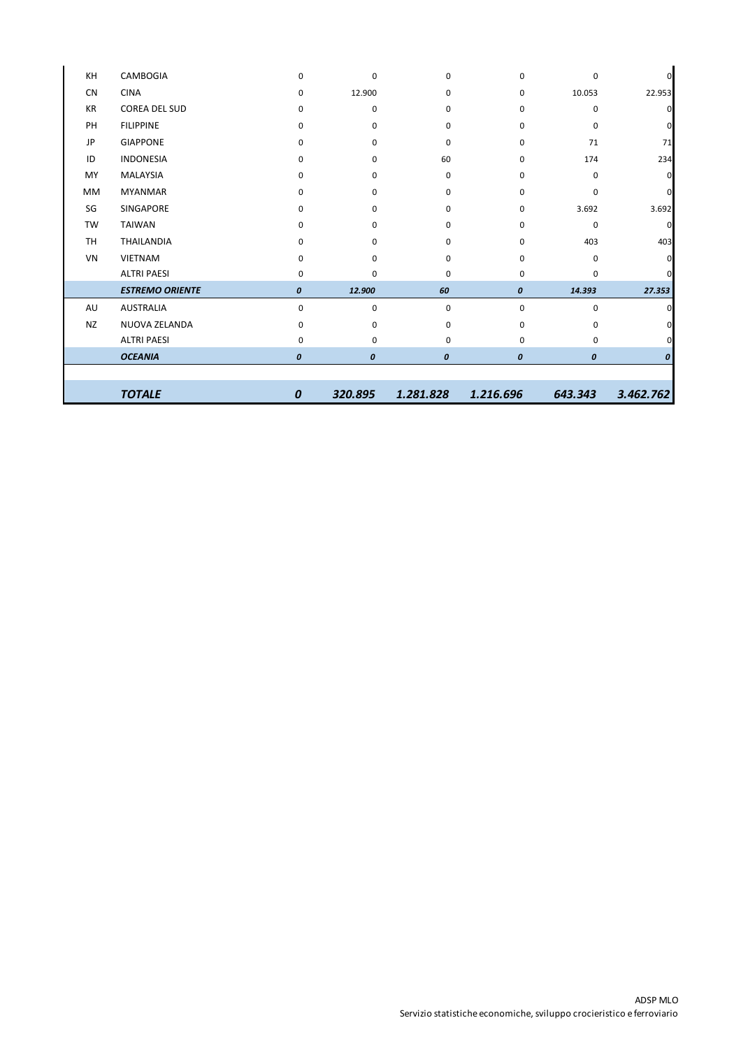| | | | | | | | |
|---|---|---|---|---|---|---|---|
| KH | CAMBOGIA | 0 | 0 | 0 | 0 | 0 | 0 |
| CN | CINA | 0 | 12.900 | 0 | 0 | 10.053 | 22.953 |
| KR | COREA DEL SUD | 0 | 0 | 0 | 0 | 0 | 0 |
| PH | FILIPPINE | 0 | 0 | 0 | 0 | 0 | 0 |
| JP | GIAPPONE | 0 | 0 | 0 | 0 | 71 | 71 |
| ID | INDONESIA | 0 | 0 | 60 | 0 | 174 | 234 |
| MY | MALAYSIA | 0 | 0 | 0 | 0 | 0 | 0 |
| MM | MYANMAR | 0 | 0 | 0 | 0 | 0 | 0 |
| SG | SINGAPORE | 0 | 0 | 0 | 0 | 3.692 | 3.692 |
| TW | TAIWAN | 0 | 0 | 0 | 0 | 0 | 0 |
| TH | THAILANDIA | 0 | 0 | 0 | 0 | 403 | 403 |
| VN | VIETNAM | 0 | 0 | 0 | 0 | 0 | 0 |
| | ALTRI PAESI | 0 | 0 | 0 | 0 | 0 | 0 |
| | ***ESTREMO ORIENTE*** | ***0*** | ***12.900*** | ***60*** | ***0*** | ***14.393*** | ***27.353*** |
| AU | AUSTRALIA | 0 | 0 | 0 | 0 | 0 | 0 |
| NZ | NUOVA ZELANDA | 0 | 0 | 0 | 0 | 0 | 0 |
| | ALTRI PAESI | 0 | 0 | 0 | 0 | 0 | 0 |
| | ***OCEANIA*** | ***0*** | ***0*** | ***0*** | ***0*** | ***0*** | ***0*** |
| | | | | | | | |
| | ***TOTALE*** | ***0*** | ***320.895*** | ***1.281.828*** | ***1.216.696*** | ***643.343*** | ***3.462.762*** |

ADSP MLO
Servizio statistiche economiche, sviluppo crocieristico e ferroviario